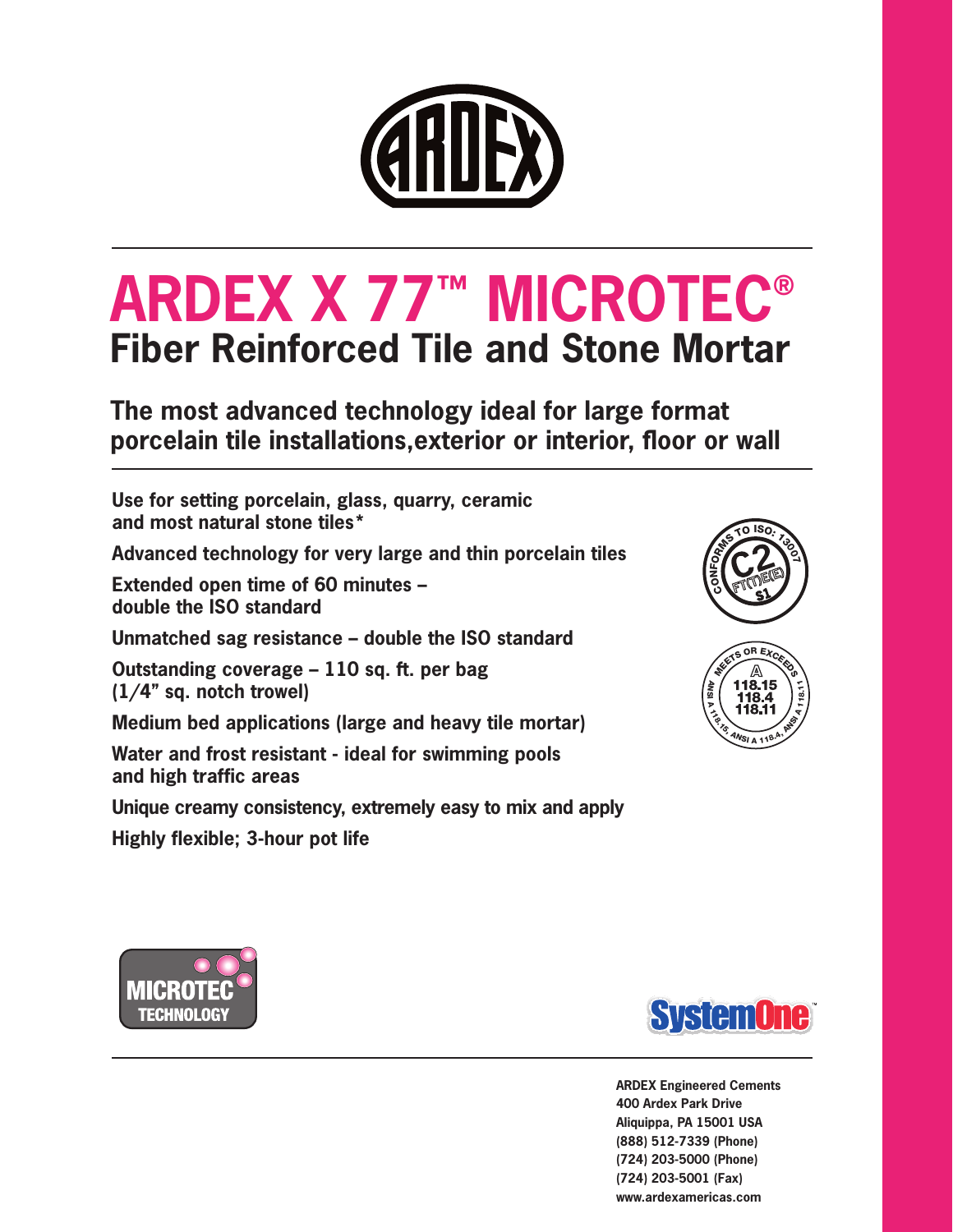# ARDEX X 77™ MICROTEC®

## Fiber Reinforced Tile and Stone Mortar

### The most advanced technology ideal for large format porcelain tile installations,exterior or interior, floor or wall

**Use for setting porcelain, glass, quarry, ceramic and most natural stone tiles***

**Advanced technology for very large and thin porcelain tiles**

**Extended open time of 60 minutes – double the ISO standard**

**Unmatched sag resistance – double the ISO standard**

**Outstanding coverage – 110 sq. ft. per bag (1/4" sq. notch trowel)**

**Medium bed applications (large and heavy tile mortar)**

**Water and frost resistant - ideal for swimming pools and high traffic areas**

**Unique creamy consistency, extremely easy to mix and apply**

**Highly flexible; 3-hour pot life**

CONFORMS TO ISO: 13007 C2 FT(T)E(E) S1

MEETS OR EXCEEDS ANSI A 118.15, ANSI A 118.4, ANSI A 118.11

MICROTEC TECHNOLOGY

SystemOne™

**ARDEX Engineered Cements**
**400 Ardex Park Drive**
**Aliquippa, PA 15001 USA**
**(888) 512-7339 (Phone)**
**(724) 203-5000 (Phone)**
**(724) 203-5001 (Fax)**
**www.ardexamericas.com**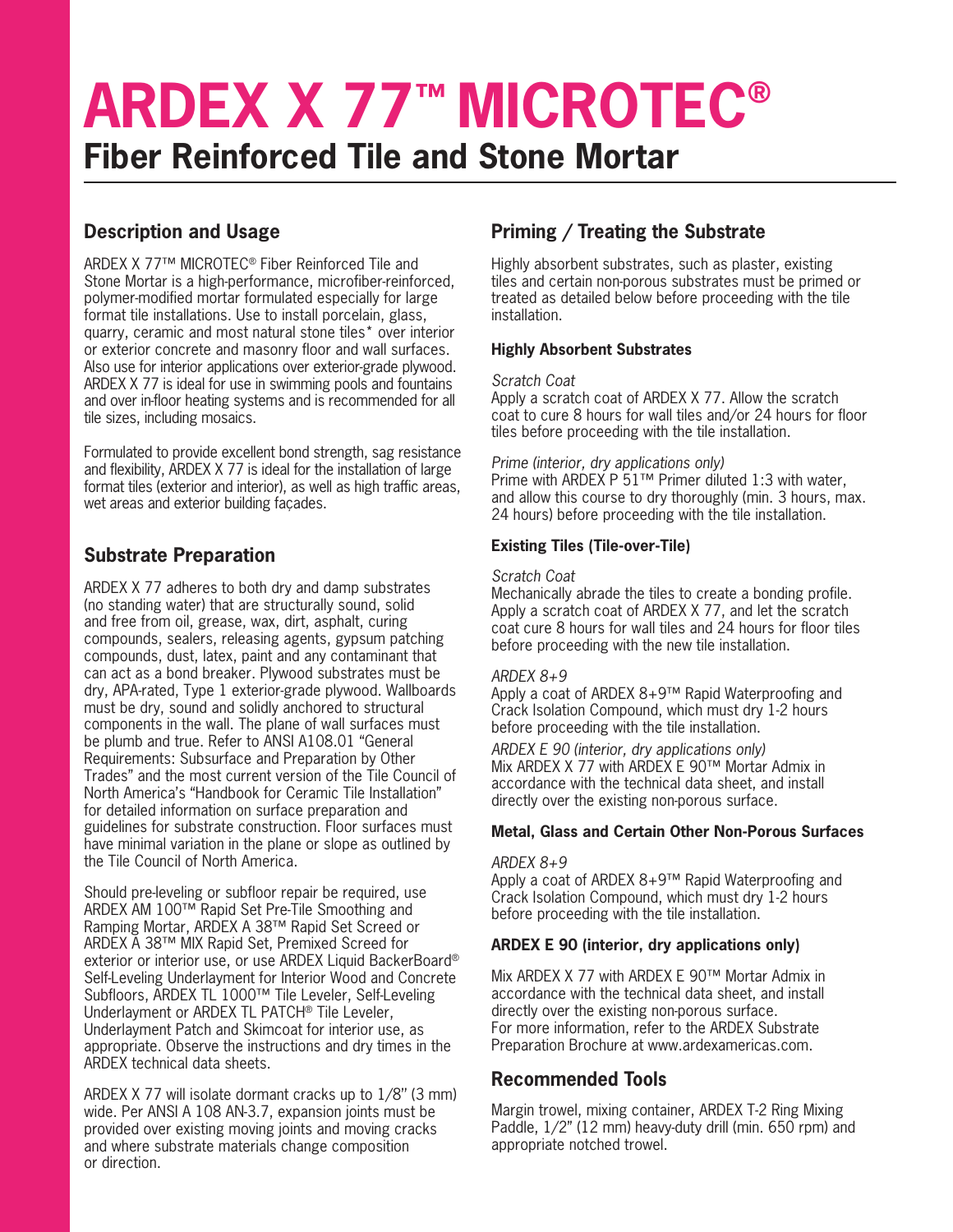# ARDEX X 77™ MICROTEC®

## Fiber Reinforced Tile and Stone Mortar

### Description and Usage

ARDEX X 77™ MICROTEC® Fiber Reinforced Tile and Stone Mortar is a high-performance, microfiber-reinforced, polymer-modified mortar formulated especially for large format tile installations. Use to install porcelain, glass, quarry, ceramic and most natural stone tiles* over interior or exterior concrete and masonry floor and wall surfaces. Also use for interior applications over exterior-grade plywood. ARDEX X 77 is ideal for use in swimming pools and fountains and over in-floor heating systems and is recommended for all tile sizes, including mosaics.

Formulated to provide excellent bond strength, sag resistance and flexibility, ARDEX X 77 is ideal for the installation of large format tiles (exterior and interior), as well as high traffic areas, wet areas and exterior building façades.

### Substrate Preparation

ARDEX X 77 adheres to both dry and damp substrates (no standing water) that are structurally sound, solid and free from oil, grease, wax, dirt, asphalt, curing compounds, sealers, releasing agents, gypsum patching compounds, dust, latex, paint and any contaminant that can act as a bond breaker. Plywood substrates must be dry, APA-rated, Type 1 exterior-grade plywood. Wallboards must be dry, sound and solidly anchored to structural components in the wall. The plane of wall surfaces must be plumb and true. Refer to ANSI A108.01 "General Requirements: Subsurface and Preparation by Other Trades" and the most current version of the Tile Council of North America's "Handbook for Ceramic Tile Installation" for detailed information on surface preparation and guidelines for substrate construction. Floor surfaces must have minimal variation in the plane or slope as outlined by the Tile Council of North America.

Should pre-leveling or subfloor repair be required, use ARDEX AM 100™ Rapid Set Pre-Tile Smoothing and Ramping Mortar, ARDEX A 38™ Rapid Set Screed or ARDEX A 38™ MIX Rapid Set, Premixed Screed for exterior or interior use, or use ARDEX Liquid BackerBoard® Self-Leveling Underlayment for Interior Wood and Concrete Subfloors, ARDEX TL 1000™ Tile Leveler, Self-Leveling Underlayment or ARDEX TL PATCH® Tile Leveler, Underlayment Patch and Skimcoat for interior use, as appropriate. Observe the instructions and dry times in the ARDEX technical data sheets.

ARDEX X 77 will isolate dormant cracks up to 1/8" (3 mm) wide. Per ANSI A 108 AN-3.7, expansion joints must be provided over existing moving joints and moving cracks and where substrate materials change composition or direction.

### Priming / Treating the Substrate

Highly absorbent substrates, such as plaster, existing tiles and certain non-porous substrates must be primed or treated as detailed below before proceeding with the tile installation.

#### Highly Absorbent Substrates

*Scratch Coat*
Apply a scratch coat of ARDEX X 77. Allow the scratch coat to cure 8 hours for wall tiles and/or 24 hours for floor tiles before proceeding with the tile installation.

*Prime (interior, dry applications only)*
Prime with ARDEX P 51™ Primer diluted 1:3 with water, and allow this course to dry thoroughly (min. 3 hours, max. 24 hours) before proceeding with the tile installation.

#### Existing Tiles (Tile-over-Tile)

*Scratch Coat*
Mechanically abrade the tiles to create a bonding profile. Apply a scratch coat of ARDEX X 77, and let the scratch coat cure 8 hours for wall tiles and 24 hours for floor tiles before proceeding with the new tile installation.

*ARDEX 8+9*
Apply a coat of ARDEX 8+9™ Rapid Waterproofing and Crack Isolation Compound, which must dry 1-2 hours before proceeding with the tile installation.

*ARDEX E 90 (interior, dry applications only)*
Mix ARDEX X 77 with ARDEX E 90™ Mortar Admix in accordance with the technical data sheet, and install directly over the existing non-porous surface.

#### Metal, Glass and Certain Other Non-Porous Surfaces

*ARDEX 8+9*
Apply a coat of ARDEX 8+9™ Rapid Waterproofing and Crack Isolation Compound, which must dry 1-2 hours before proceeding with the tile installation.

#### ARDEX E 90 (interior, dry applications only)

Mix ARDEX X 77 with ARDEX E 90™ Mortar Admix in accordance with the technical data sheet, and install directly over the existing non-porous surface.
For more information, refer to the ARDEX Substrate Preparation Brochure at www.ardexamericas.com.

### Recommended Tools

Margin trowel, mixing container, ARDEX T-2 Ring Mixing Paddle, 1/2" (12 mm) heavy-duty drill (min. 650 rpm) and appropriate notched trowel.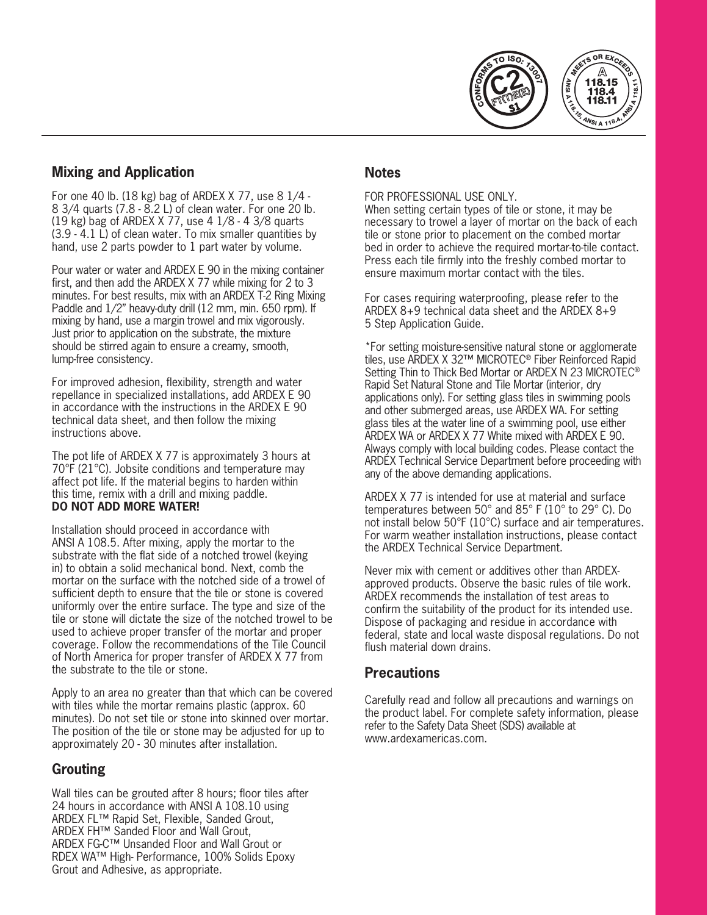## Mixing and Application

For one 40 lb. (18 kg) bag of ARDEX X 77, use 8 1/4 - 8 3/4 quarts (7.8 - 8.2 L) of clean water. For one 20 lb. (19 kg) bag of ARDEX X 77, use 4 1/8 - 4 3/8 quarts (3.9 - 4.1 L) of clean water. To mix smaller quantities by hand, use 2 parts powder to 1 part water by volume.

Pour water or water and ARDEX E 90 in the mixing container first, and then add the ARDEX X 77 while mixing for 2 to 3 minutes. For best results, mix with an ARDEX T-2 Ring Mixing Paddle and 1/2" heavy-duty drill (12 mm, min. 650 rpm). If mixing by hand, use a margin trowel and mix vigorously. Just prior to application on the substrate, the mixture should be stirred again to ensure a creamy, smooth, lump-free consistency.

For improved adhesion, flexibility, strength and water repellance in specialized installations, add ARDEX E 90 in accordance with the instructions in the ARDEX E 90 technical data sheet, and then follow the mixing instructions above.

The pot life of ARDEX X 77 is approximately 3 hours at 70°F (21°C). Jobsite conditions and temperature may affect pot life. If the material begins to harden within this time, remix with a drill and mixing paddle.
**DO NOT ADD MORE WATER!**

Installation should proceed in accordance with ANSI A 108.5. After mixing, apply the mortar to the substrate with the flat side of a notched trowel (keying in) to obtain a solid mechanical bond. Next, comb the mortar on the surface with the notched side of a trowel of sufficient depth to ensure that the tile or stone is covered uniformly over the entire surface. The type and size of the tile or stone will dictate the size of the notched trowel to be used to achieve proper transfer of the mortar and proper coverage. Follow the recommendations of the Tile Council of North America for proper transfer of ARDEX X 77 from the substrate to the tile or stone.

Apply to an area no greater than that which can be covered with tiles while the mortar remains plastic (approx. 60 minutes). Do not set tile or stone into skinned over mortar. The position of the tile or stone may be adjusted for up to approximately 20 - 30 minutes after installation.

## Grouting

Wall tiles can be grouted after 8 hours; floor tiles after 24 hours in accordance with ANSI A 108.10 using ARDEX FL™ Rapid Set, Flexible, Sanded Grout, ARDEX FH™ Sanded Floor and Wall Grout, ARDEX FG-C™ Unsanded Floor and Wall Grout or RDEX WA™ High- Performance, 100% Solids Epoxy Grout and Adhesive, as appropriate.

## Notes

FOR PROFESSIONAL USE ONLY.
When setting certain types of tile or stone, it may be necessary to trowel a layer of mortar on the back of each tile or stone prior to placement on the combed mortar bed in order to achieve the required mortar-to-tile contact. Press each tile firmly into the freshly combed mortar to ensure maximum mortar contact with the tiles.

For cases requiring waterproofing, please refer to the ARDEX 8+9 technical data sheet and the ARDEX 8+9 5 Step Application Guide.

*For setting moisture-sensitive natural stone or agglomerate tiles, use ARDEX X 32™ MICROTEC® Fiber Reinforced Rapid Setting Thin to Thick Bed Mortar or ARDEX N 23 MICROTEC® Rapid Set Natural Stone and Tile Mortar (interior, dry applications only). For setting glass tiles in swimming pools and other submerged areas, use ARDEX WA. For setting glass tiles at the water line of a swimming pool, use either ARDEX WA or ARDEX X 77 White mixed with ARDEX E 90. Always comply with local building codes. Please contact the ARDEX Technical Service Department before proceeding with any of the above demanding applications.

ARDEX X 77 is intended for use at material and surface temperatures between 50° and 85° F (10° to 29° C). Do not install below 50°F (10°C) surface and air temperatures. For warm weather installation instructions, please contact the ARDEX Technical Service Department.

Never mix with cement or additives other than ARDEX-approved products. Observe the basic rules of tile work. ARDEX recommends the installation of test areas to confirm the suitability of the product for its intended use. Dispose of packaging and residue in accordance with federal, state and local waste disposal regulations. Do not flush material down drains.

## Precautions

Carefully read and follow all precautions and warnings on the product label. For complete safety information, please refer to the Safety Data Sheet (SDS) available at www.ardexamericas.com.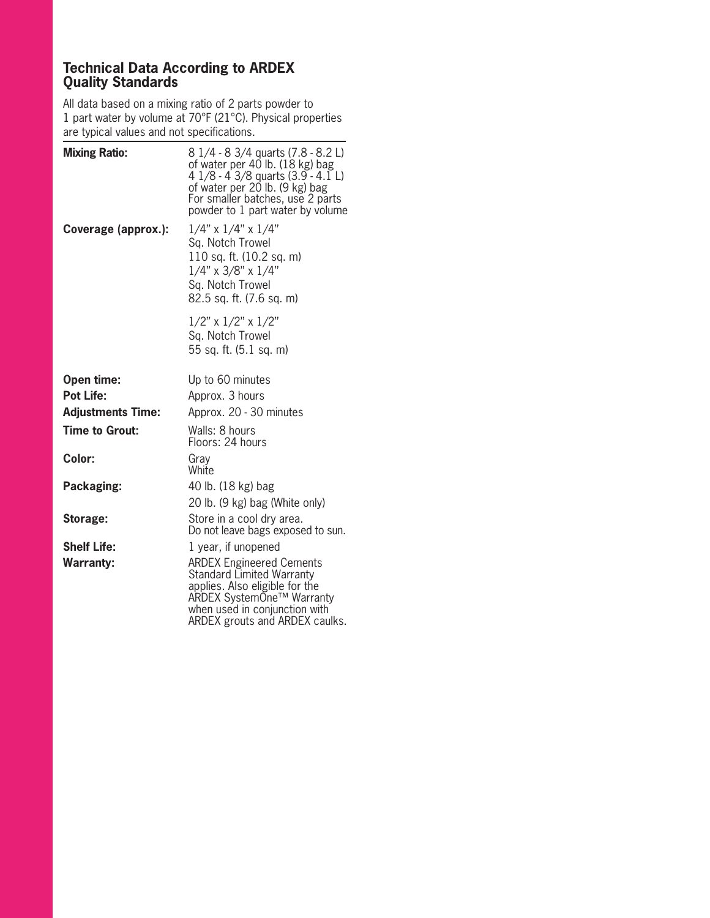## Technical Data According to ARDEX Quality Standards

All data based on a mixing ratio of 2 parts powder to 1 part water by volume at 70°F (21°C). Physical properties are typical values and not specifications.

| | |
|---|---|
| **Mixing Ratio:** | 8 1/4 - 8 3/4 quarts (7.8 - 8.2 L) of water per 40 lb. (18 kg) bag<br>4 1/8 - 4 3/8 quarts (3.9 - 4.1 L) of water per 20 lb. (9 kg) bag<br>For smaller batches, use 2 parts powder to 1 part water by volume |
| **Coverage (approx.):** | 1/4" x 1/4" x 1/4" Sq. Notch Trowel 110 sq. ft. (10.2 sq. m)<br>1/4" x 3/8" x 1/4" Sq. Notch Trowel 82.5 sq. ft. (7.6 sq. m)<br>1/2" x 1/2" x 1/2" Sq. Notch Trowel 55 sq. ft. (5.1 sq. m) |
| **Open time:** | Up to 60 minutes |
| **Pot Life:** | Approx. 3 hours |
| **Adjustments Time:** | Approx. 20 - 30 minutes |
| **Time to Grout:** | Walls: 8 hours<br>Floors: 24 hours |
| **Color:** | Gray<br>White |
| **Packaging:** | 40 lb. (18 kg) bag<br>20 lb. (9 kg) bag (White only) |
| **Storage:** | Store in a cool dry area. Do not leave bags exposed to sun. |
| **Shelf Life:** | 1 year, if unopened |
| **Warranty:** | ARDEX Engineered Cements Standard Limited Warranty applies. Also eligible for the ARDEX SystemOne™ Warranty when used in conjunction with ARDEX grouts and ARDEX caulks. |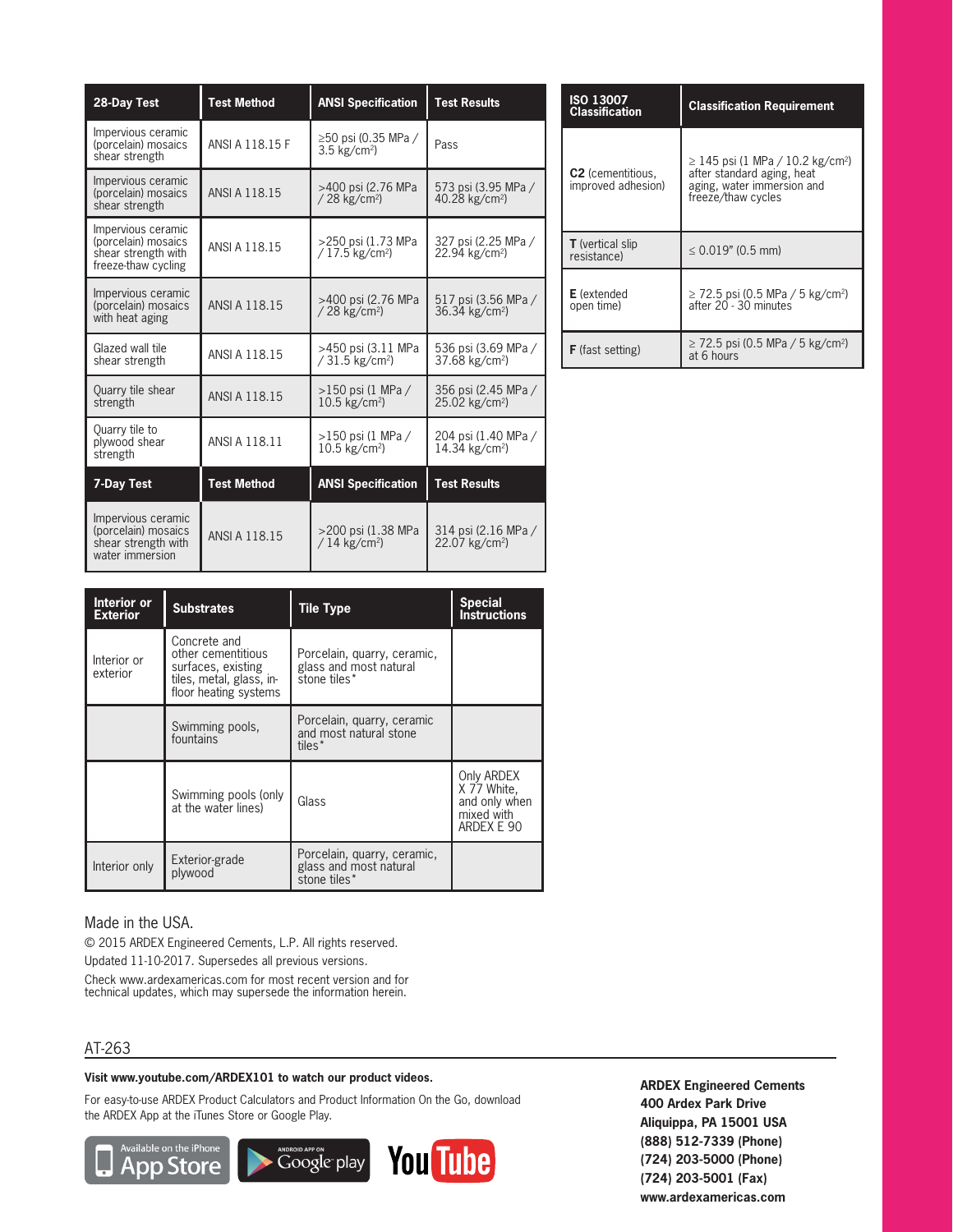| 28-Day Test | Test Method | ANSI Specification | Test Results |
|---|---|---|---|
| Impervious ceramic (porcelain) mosaics shear strength | ANSI A 118.15 F | ≥50 psi (0.35 MPa / 3.5 kg/cm²) | Pass |
| Impervious ceramic (porcelain) mosaics shear strength | ANSI A 118.15 | >400 psi (2.76 MPa / 28 kg/cm²) | 573 psi (3.95 MPa / 40.28 kg/cm²) |
| Impervious ceramic (porcelain) mosaics shear strength with freeze-thaw cycling | ANSI A 118.15 | >250 psi (1.73 MPa / 17.5 kg/cm²) | 327 psi (2.25 MPa / 22.94 kg/cm²) |
| Impervious ceramic (porcelain) mosaics with heat aging | ANSI A 118.15 | >400 psi (2.76 MPa / 28 kg/cm²) | 517 psi (3.56 MPa / 36.34 kg/cm²) |
| Glazed wall tile shear strength | ANSI A 118.15 | >450 psi (3.11 MPa / 31.5 kg/cm²) | 536 psi (3.69 MPa / 37.68 kg/cm²) |
| Quarry tile shear strength | ANSI A 118.15 | >150 psi (1 MPa / 10.5 kg/cm²) | 356 psi (2.45 MPa / 25.02 kg/cm²) |
| Quarry tile to plywood shear strength | ANSI A 118.11 | >150 psi (1 MPa / 10.5 kg/cm²) | 204 psi (1.40 MPa / 14.34 kg/cm²) |
| **7-Day Test** | **Test Method** | **ANSI Specification** | **Test Results** |
| Impervious ceramic (porcelain) mosaics shear strength with water immersion | ANSI A 118.15 | >200 psi (1.38 MPa / 14 kg/cm²) | 314 psi (2.16 MPa / 22.07 kg/cm²) |

| ISO 13007 Classification | Classification Requirement |
|---|---|
| **C2** (cementitious, improved adhesion) | ≥ 145 psi (1 MPa / 10.2 kg/cm²) after standard aging, heat aging, water immersion and freeze/thaw cycles |
| **T** (vertical slip resistance) | ≤ 0.019" (0.5 mm) |
| **E** (extended open time) | ≥ 72.5 psi (0.5 MPa / 5 kg/cm²) after 20 - 30 minutes |
| **F** (fast setting) | ≥ 72.5 psi (0.5 MPa / 5 kg/cm²) at 6 hours |

| Interior or Exterior | Substrates | Tile Type | Special Instructions |
|---|---|---|---|
| Interior or exterior | Concrete and other cementitious surfaces, existing tiles, metal, glass, in-floor heating systems | Porcelain, quarry, ceramic, glass and most natural stone tiles* | |
| | Swimming pools, fountains | Porcelain, quarry, ceramic and most natural stone tiles* | |
| | Swimming pools (only at the water lines) | Glass | Only ARDEX X 77 White, and only when mixed with ARDEX E 90 |
| Interior only | Exterior-grade plywood | Porcelain, quarry, ceramic, glass and most natural stone tiles* | |

Made in the USA.

© 2015 ARDEX Engineered Cements, L.P. All rights reserved.

Updated 11-10-2017. Supersedes all previous versions.

Check www.ardexamericas.com for most recent version and for technical updates, which may supersede the information herein.

AT-263

**Visit www.youtube.com/ARDEX101 to watch our product videos.**

For easy-to-use ARDEX Product Calculators and Product Information On the Go, download the ARDEX App at the iTunes Store or Google Play.

**ARDEX Engineered Cements**
**400 Ardex Park Drive**
**Aliquippa, PA 15001 USA**
**(888) 512-7339 (Phone)**
**(724) 203-5000 (Phone)**
**(724) 203-5001 (Fax)**
**www.ardexamericas.com**